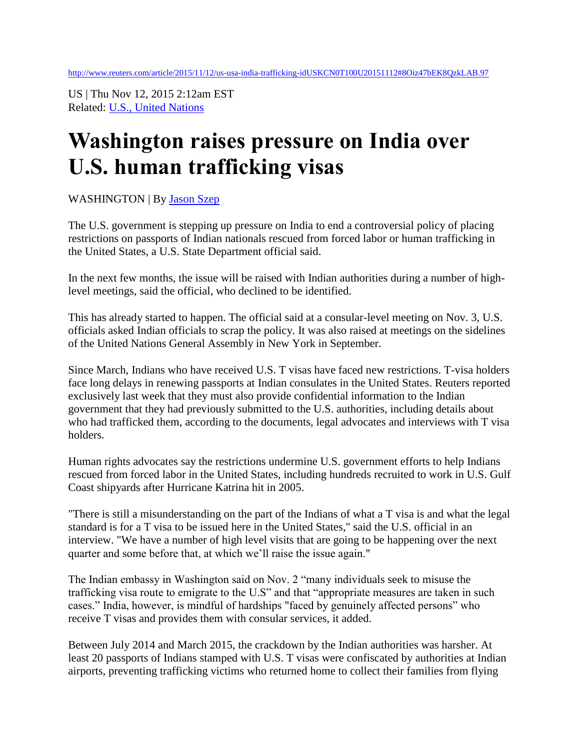http://www.reuters.com/article/2015/11/12/us-usa-india-trafficking-idUSKCN0T100U20151112#8Oiz47bEK8QzkLAB.97

US | Thu Nov 12, 2015 2:12am EST
Related: U.S., United Nations

# Washington raises pressure on India over U.S. human trafficking visas

WASHINGTON | By Jason Szep

The U.S. government is stepping up pressure on India to end a controversial policy of placing restrictions on passports of Indian nationals rescued from forced labor or human trafficking in the United States, a U.S. State Department official said.

In the next few months, the issue will be raised with Indian authorities during a number of high-level meetings, said the official, who declined to be identified.

This has already started to happen. The official said at a consular-level meeting on Nov. 3, U.S. officials asked Indian officials to scrap the policy. It was also raised at meetings on the sidelines of the United Nations General Assembly in New York in September.

Since March, Indians who have received U.S. T visas have faced new restrictions. T-visa holders face long delays in renewing passports at Indian consulates in the United States. Reuters reported exclusively last week that they must also provide confidential information to the Indian government that they had previously submitted to the U.S. authorities, including details about who had trafficked them, according to the documents, legal advocates and interviews with T visa holders.

Human rights advocates say the restrictions undermine U.S. government efforts to help Indians rescued from forced labor in the United States, including hundreds recruited to work in U.S. Gulf Coast shipyards after Hurricane Katrina hit in 2005.

"There is still a misunderstanding on the part of the Indians of what a T visa is and what the legal standard is for a T visa to be issued here in the United States," said the U.S. official in an interview. "We have a number of high level visits that are going to be happening over the next quarter and some before that, at which we'll raise the issue again."

The Indian embassy in Washington said on Nov. 2 "many individuals seek to misuse the trafficking visa route to emigrate to the U.S" and that "appropriate measures are taken in such cases." India, however, is mindful of hardships "faced by genuinely affected persons" who receive T visas and provides them with consular services, it added.

Between July 2014 and March 2015, the crackdown by the Indian authorities was harsher. At least 20 passports of Indians stamped with U.S. T visas were confiscated by authorities at Indian airports, preventing trafficking victims who returned home to collect their families from flying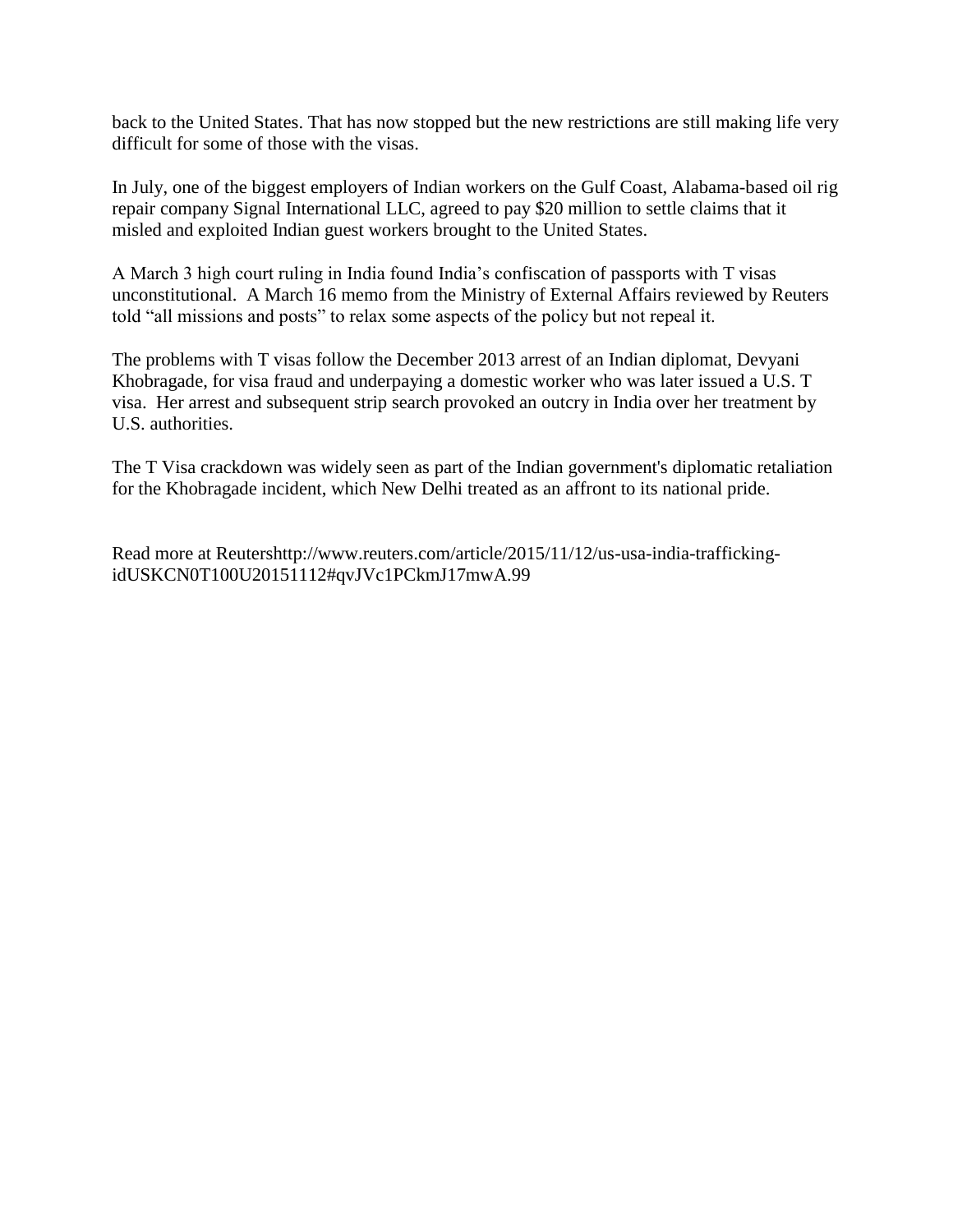back to the United States. That has now stopped but the new restrictions are still making life very difficult for some of those with the visas.

In July, one of the biggest employers of Indian workers on the Gulf Coast, Alabama-based oil rig repair company Signal International LLC, agreed to pay $20 million to settle claims that it misled and exploited Indian guest workers brought to the United States.

A March 3 high court ruling in India found India's confiscation of passports with T visas unconstitutional. A March 16 memo from the Ministry of External Affairs reviewed by Reuters told "all missions and posts" to relax some aspects of the policy but not repeal it.

The problems with T visas follow the December 2013 arrest of an Indian diplomat, Devyani Khobragade, for visa fraud and underpaying a domestic worker who was later issued a U.S. T visa. Her arrest and subsequent strip search provoked an outcry in India over her treatment by U.S. authorities.

The T Visa crackdown was widely seen as part of the Indian government's diplomatic retaliation for the Khobragade incident, which New Delhi treated as an affront to its national pride.

Read more at Reutershttp://www.reuters.com/article/2015/11/12/us-usa-india-trafficking-idUSKCN0T100U20151112#qvJVc1PCkmJ17mwA.99